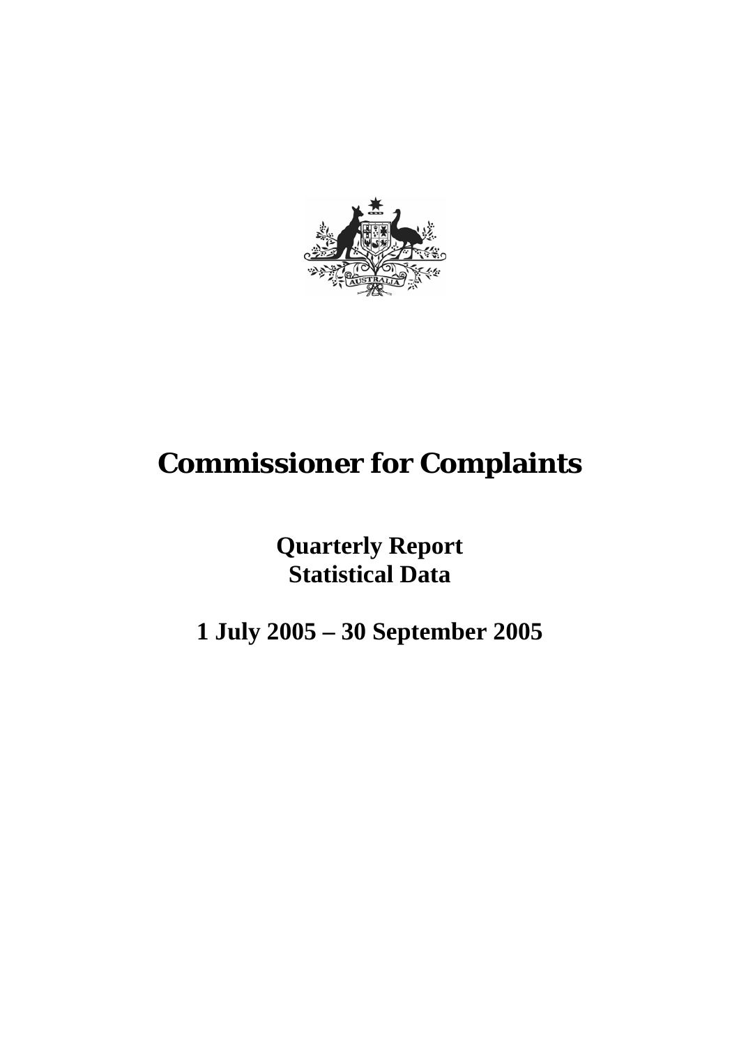# Commissioner for Complaints

## Quarterly Report
## Statistical Data

## 1 July 2005 – 30 September 2005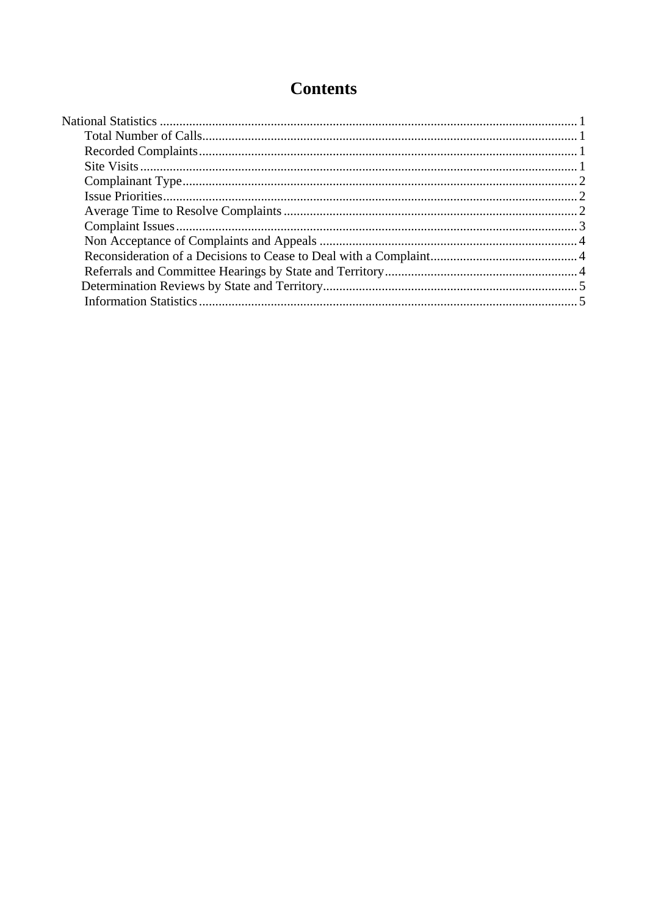# Contents

National Statistics ........................................................................ 1

- Total Number of Calls ........................................................................ 1
- Recorded Complaints ........................................................................ 1
- Site Visits ........................................................................ 1
- Complainant Type ........................................................................ 2
- Issue Priorities ........................................................................ 2
- Average Time to Resolve Complaints ........................................................................ 2
- Complaint Issues ........................................................................ 3
- Non Acceptance of Complaints and Appeals ........................................................................ 4
- Reconsideration of a Decisions to Cease to Deal with a Complaint ........................................................................ 4
- Referrals and Committee Hearings by State and Territory ........................................................................ 4
- Determination Reviews by State and Territory ........................................................................ 5
- Information Statistics ........................................................................ 5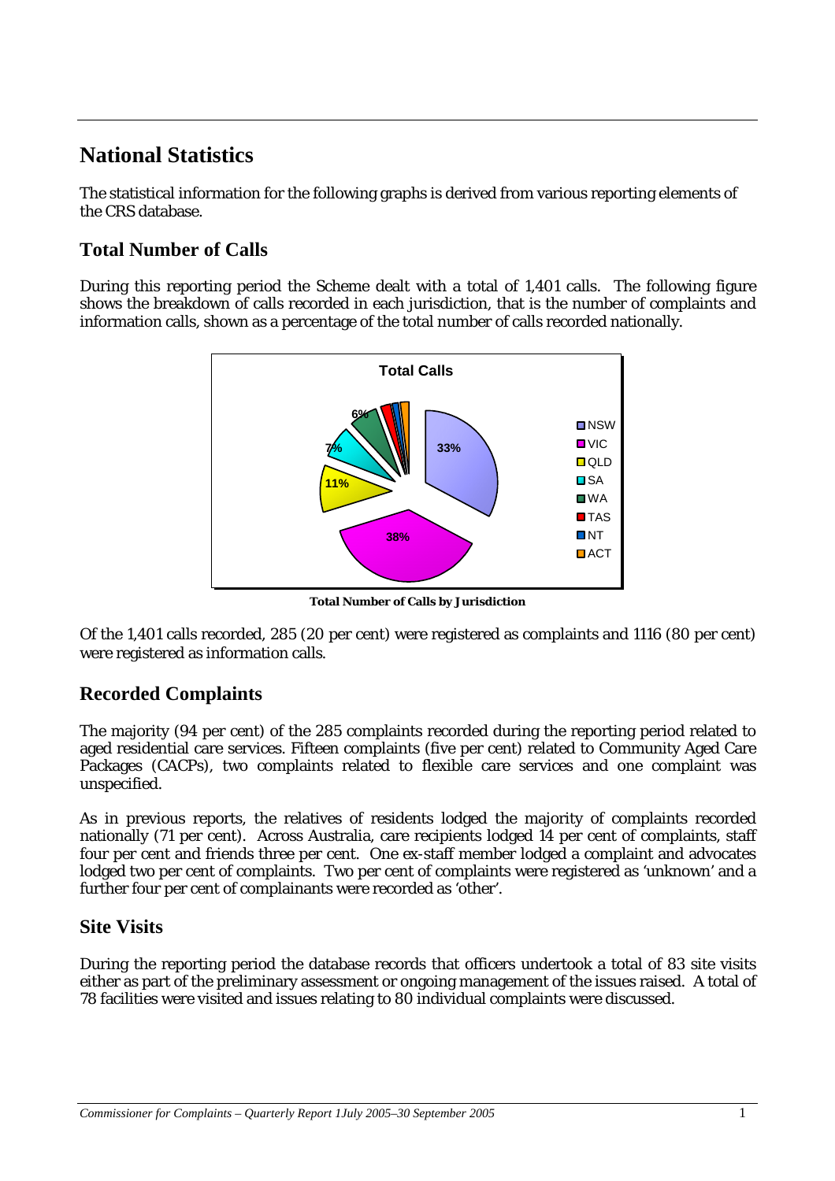# National Statistics

The statistical information for the following graphs is derived from various reporting elements of the CRS database.

## Total Number of Calls

During this reporting period the Scheme dealt with a total of 1,401 calls. The following figure shows the breakdown of calls recorded in each jurisdiction, that is the number of complaints and information calls, shown as a percentage of the total number of calls recorded nationally.

**Total Number of Calls by Jurisdiction**

Of the 1,401 calls recorded, 285 (20 per cent) were registered as complaints and 1116 (80 per cent) were registered as information calls.

## Recorded Complaints

The majority (94 per cent) of the 285 complaints recorded during the reporting period related to aged residential care services. Fifteen complaints (five per cent) related to Community Aged Care Packages (CACPs), two complaints related to flexible care services and one complaint was unspecified.

As in previous reports, the relatives of residents lodged the majority of complaints recorded nationally (71 per cent). Across Australia, care recipients lodged 14 per cent of complaints, staff four per cent and friends three per cent. One ex-staff member lodged a complaint and advocates lodged two per cent of complaints. Two per cent of complaints were registered as 'unknown' and a further four per cent of complainants were recorded as 'other'.

## Site Visits

During the reporting period the database records that officers undertook a total of 83 site visits either as part of the preliminary assessment or ongoing management of the issues raised. A total of 78 facilities were visited and issues relating to 80 individual complaints were discussed.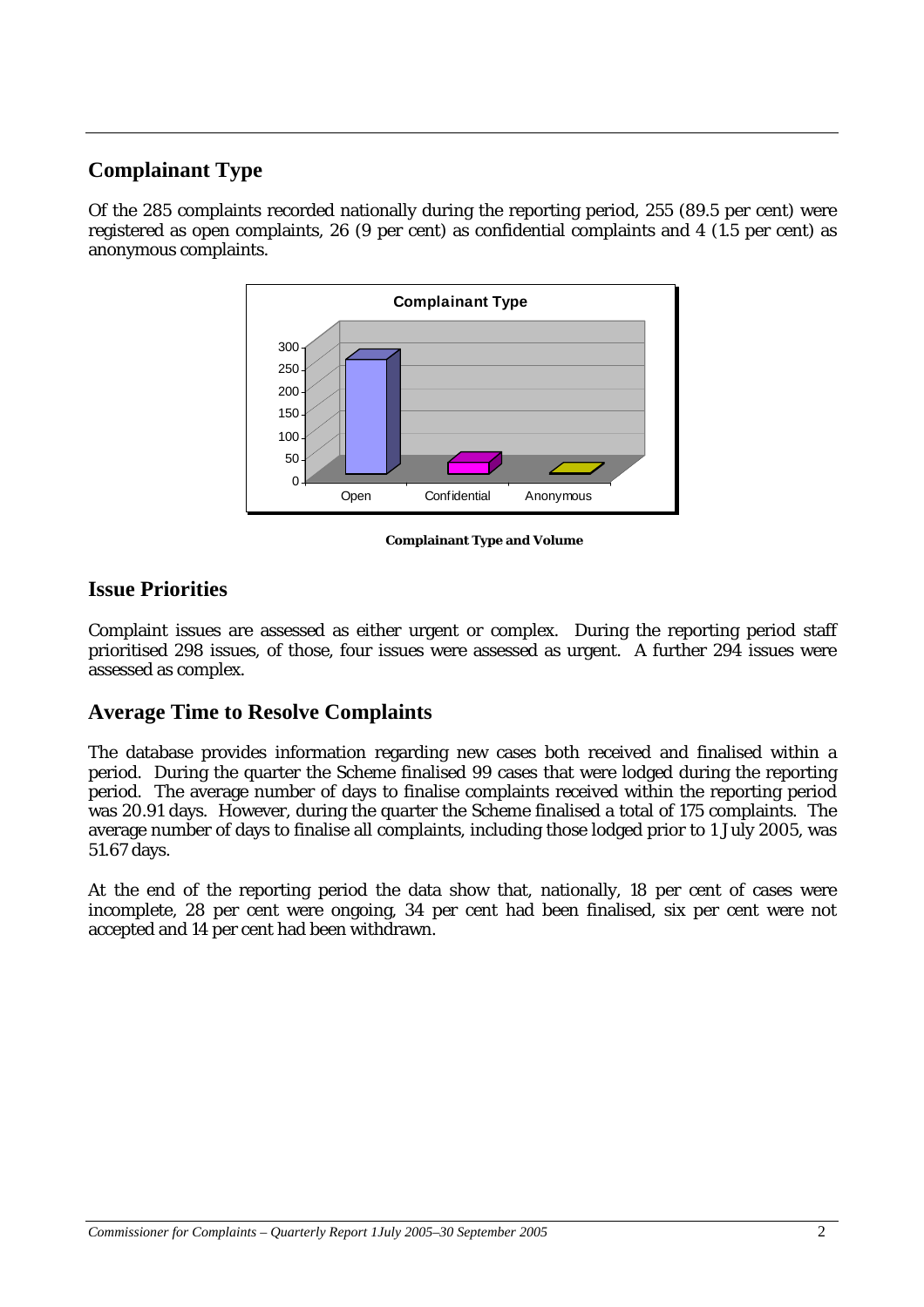## Complainant Type

Of the 285 complaints recorded nationally during the reporting period, 255 (89.5 per cent) were registered as open complaints, 26 (9 per cent) as confidential complaints and 4 (1.5 per cent) as anonymous complaints.

**Complainant Type and Volume**

## Issue Priorities

Complaint issues are assessed as either urgent or complex. During the reporting period staff prioritised 298 issues, of those, four issues were assessed as urgent. A further 294 issues were assessed as complex.

## Average Time to Resolve Complaints

The database provides information regarding new cases both received and finalised within a period. During the quarter the Scheme finalised 99 cases that were lodged during the reporting period. The average number of days to finalise complaints received within the reporting period was 20.91 days. However, during the quarter the Scheme finalised a total of 175 complaints. The average number of days to finalise all complaints, including those lodged prior to 1 July 2005, was 51.67 days.

At the end of the reporting period the data show that, nationally, 18 per cent of cases were incomplete, 28 per cent were ongoing, 34 per cent had been finalised, six per cent were not accepted and 14 per cent had been withdrawn.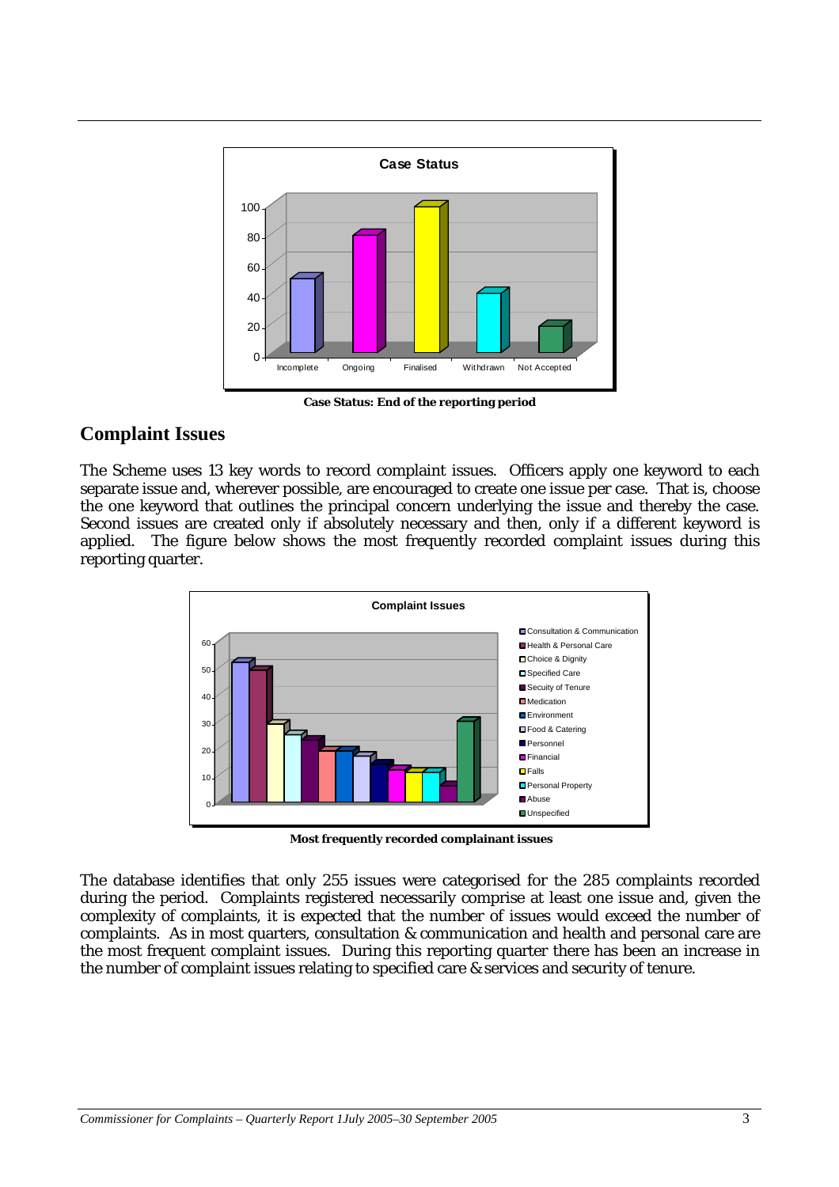Case Status: End of the reporting period

## Complaint Issues

The Scheme uses 13 key words to record complaint issues. Officers apply one keyword to each separate issue and, wherever possible, are encouraged to create one issue per case. That is, choose the one keyword that outlines the principal concern underlying the issue and thereby the case. Second issues are created only if absolutely necessary and then, only if a different keyword is applied. The figure below shows the most frequently recorded complaint issues during this reporting quarter.

Most frequently recorded complainant issues

The database identifies that only 255 issues were categorised for the 285 complaints recorded during the period. Complaints registered necessarily comprise at least one issue and, given the complexity of complaints, it is expected that the number of issues would exceed the number of complaints. As in most quarters, consultation & communication and health and personal care are the most frequent complaint issues. During this reporting quarter there has been an increase in the number of complaint issues relating to specified care & services and security of tenure.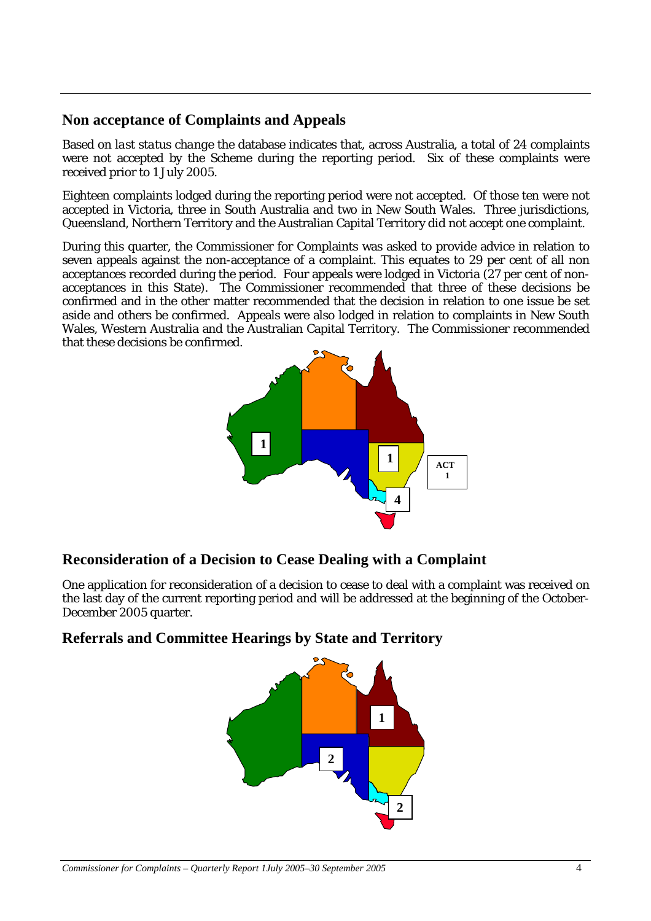## Non acceptance of Complaints and Appeals

Based on *last status change* the database indicates that, across Australia, a total of 24 complaints were not accepted by the Scheme during the reporting period. Six of these complaints were received prior to 1 July 2005.

Eighteen complaints lodged during the reporting period were not accepted. Of those ten were not accepted in Victoria, three in South Australia and two in New South Wales. Three jurisdictions, Queensland, Northern Territory and the Australian Capital Territory did not accept one complaint.

During this quarter, the Commissioner for Complaints was asked to provide advice in relation to seven appeals against the non-acceptance of a complaint. This equates to 29 per cent of all non acceptances recorded during the period. Four appeals were lodged in Victoria (27 per cent of non-acceptances in this State). The Commissioner recommended that three of these decisions be confirmed and in the other matter recommended that the decision in relation to one issue be set aside and others be confirmed. Appeals were also lodged in relation to complaints in New South Wales, Western Australia and the Australian Capital Territory. The Commissioner recommended that these decisions be confirmed.

## Reconsideration of a Decision to Cease Dealing with a Complaint

One application for reconsideration of a decision to cease to deal with a complaint was received on the last day of the current reporting period and will be addressed at the beginning of the October-December 2005 quarter.

## Referrals and Committee Hearings by State and Territory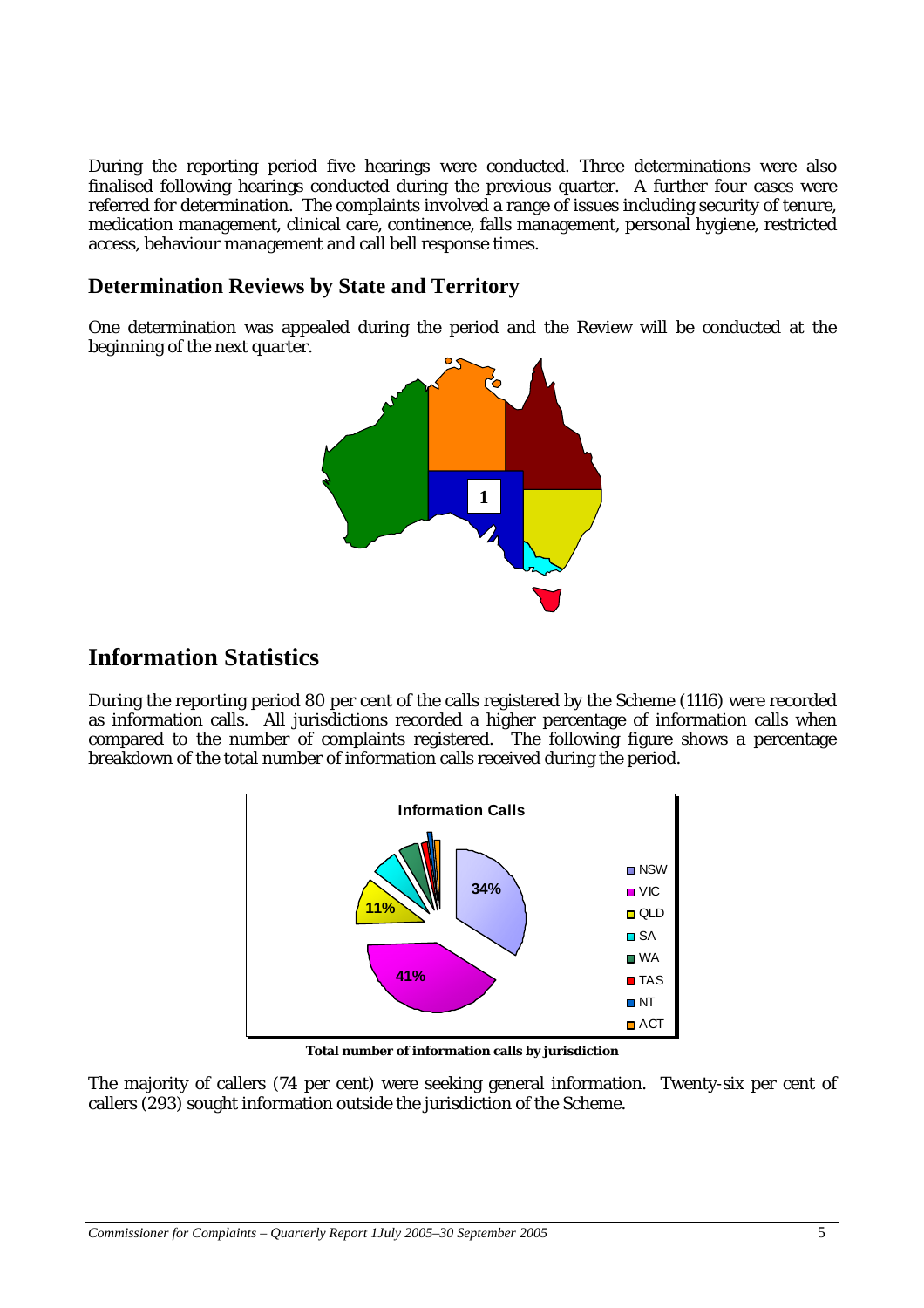During the reporting period five hearings were conducted. Three determinations were also finalised following hearings conducted during the previous quarter. A further four cases were referred for determination. The complaints involved a range of issues including security of tenure, medication management, clinical care, continence, falls management, personal hygiene, restricted access, behaviour management and call bell response times.

### Determination Reviews by State and Territory

One determination was appealed during the period and the Review will be conducted at the beginning of the next quarter.

## Information Statistics

During the reporting period 80 per cent of the calls registered by the Scheme (1116) were recorded as information calls. All jurisdictions recorded a higher percentage of information calls when compared to the number of complaints registered. The following figure shows a percentage breakdown of the total number of information calls received during the period.

**Total number of information calls by jurisdiction**

The majority of callers (74 per cent) were seeking general information. Twenty-six per cent of callers (293) sought information outside the jurisdiction of the Scheme.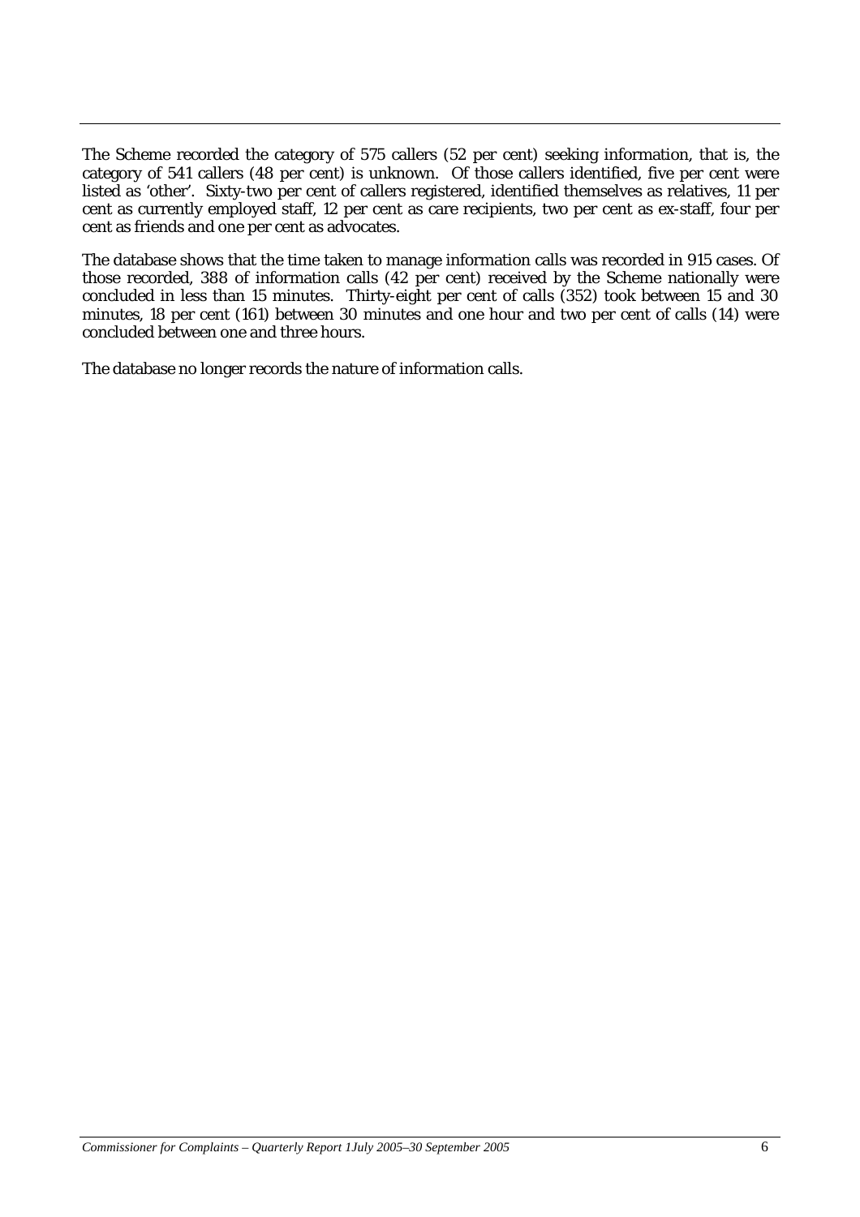The Scheme recorded the category of 575 callers (52 per cent) seeking information, that is, the category of 541 callers (48 per cent) is unknown. Of those callers identified, five per cent were listed as 'other'. Sixty-two per cent of callers registered, identified themselves as relatives, 11 per cent as currently employed staff, 12 per cent as care recipients, two per cent as ex-staff, four per cent as friends and one per cent as advocates.

The database shows that the time taken to manage information calls was recorded in 915 cases. Of those recorded, 388 of information calls (42 per cent) received by the Scheme nationally were concluded in less than 15 minutes. Thirty-eight per cent of calls (352) took between 15 and 30 minutes, 18 per cent (161) between 30 minutes and one hour and two per cent of calls (14) were concluded between one and three hours.

The database no longer records the nature of information calls.